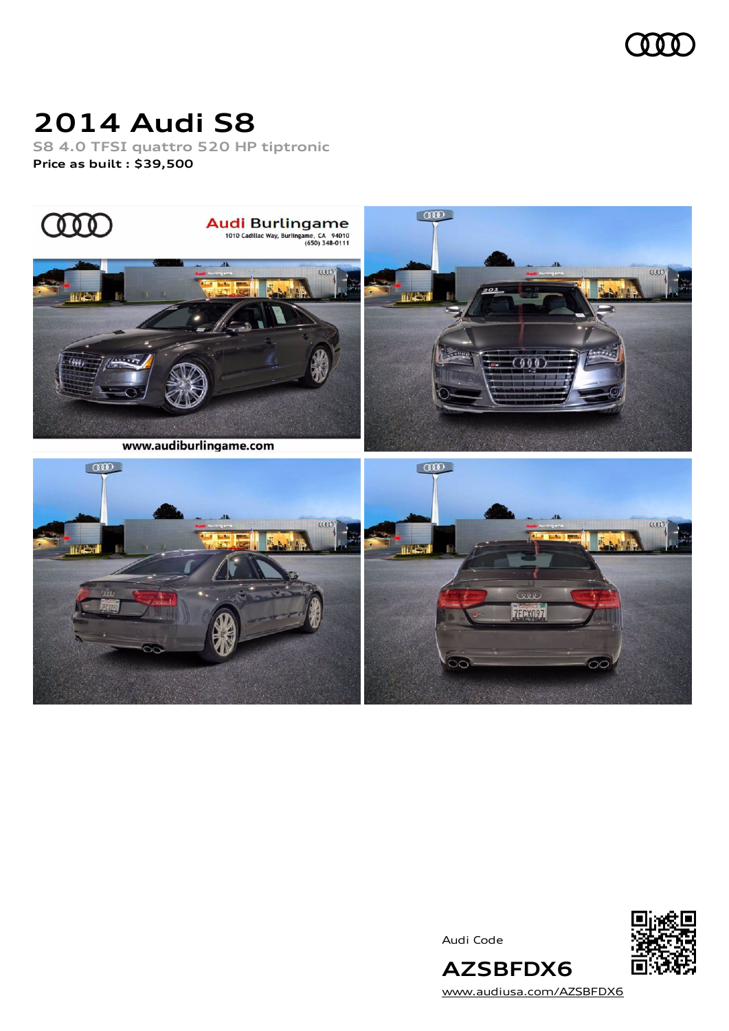# 2014 Audi S8

S8 4.0 TFSI quattro 520 HP tiptronic

**Price as built : $39,500**

Audi Code

**AZSBFDX6**

www.audiusa.com/AZSBFDX6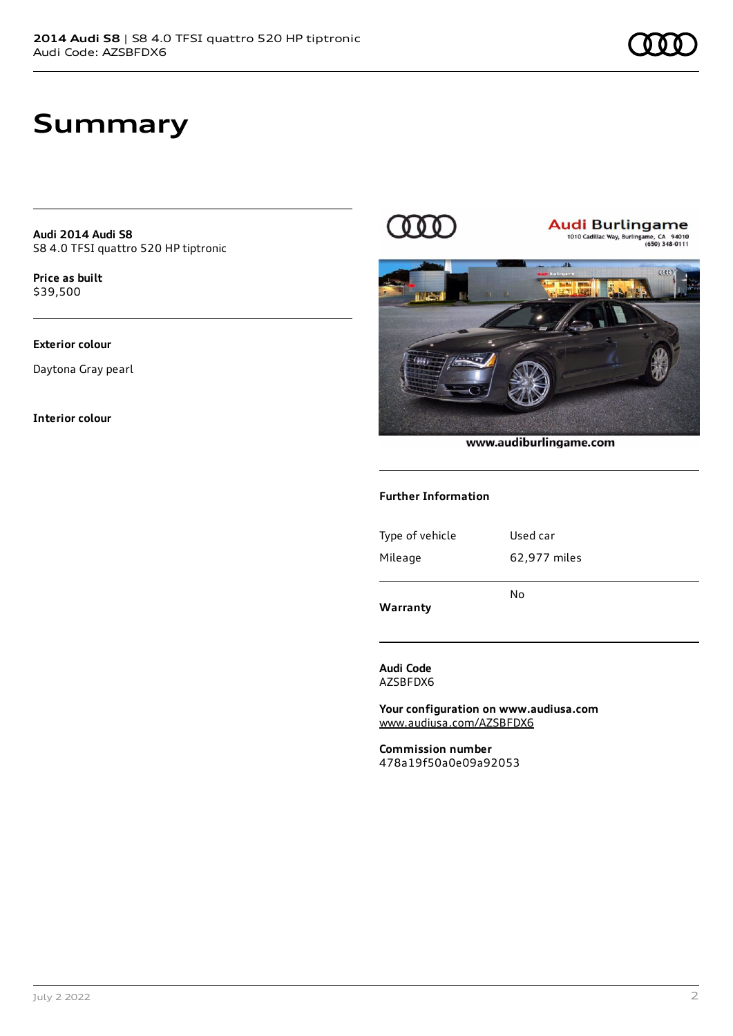# Summary

**Audi 2014 Audi S8**
S8 4.0 TFSI quattro 520 HP tiptronic

**Price as built**
$39,500

**Exterior colour**

Daytona Gray pearl

**Interior colour**

### Further Information

| | |
|---|---|
| Type of vehicle | Used car |
| Mileage | 62,977 miles |
| **Warranty** | No |

**Audi Code**
AZSBFDX6

**Your configuration on www.audiusa.com**
www.audiusa.com/AZSBFDX6

**Commission number**
478a19f50a0e09a92053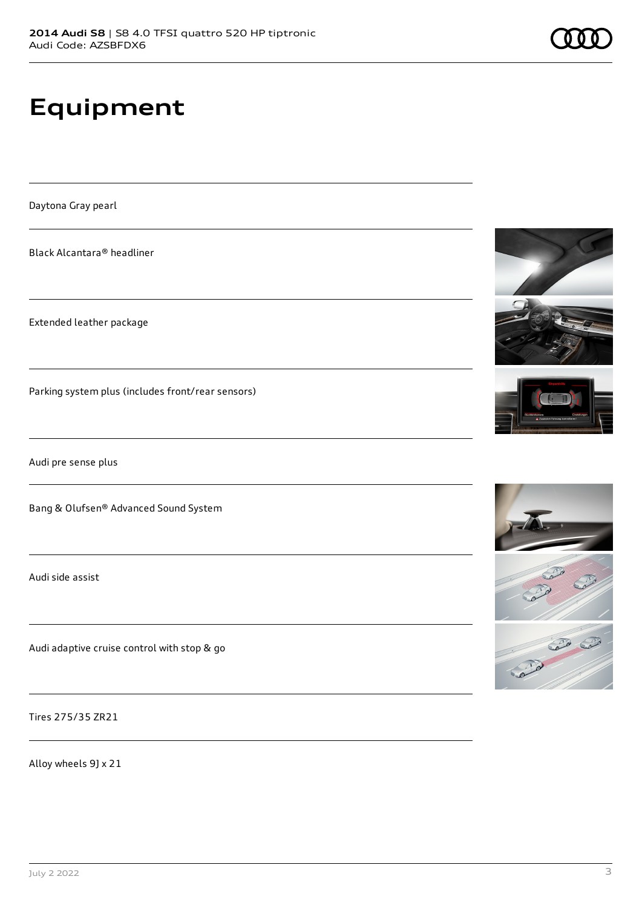# Equipment

Daytona Gray pearl

Black Alcantara® headliner

Extended leather package

Parking system plus (includes front/rear sensors)

Audi pre sense plus

Bang & Olufsen® Advanced Sound System

Audi side assist

Audi adaptive cruise control with stop & go

Tires 275/35 ZR21

Alloy wheels 9J x 21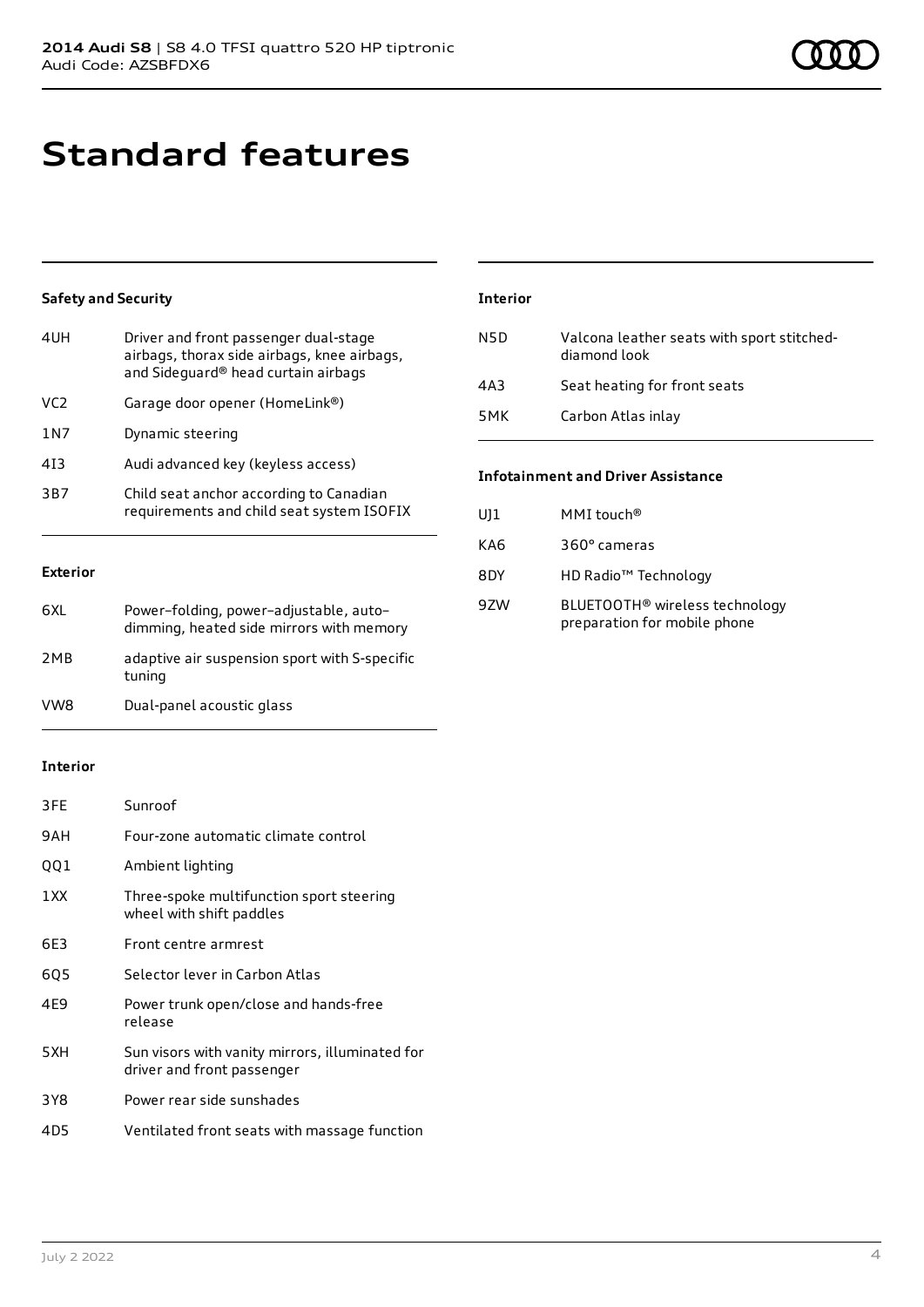# Standard features

### Safety and Security

| | |
|---|---|
| 4UH | Driver and front passenger dual-stage airbags, thorax side airbags, knee airbags, and Sideguard® head curtain airbags |
| VC2 | Garage door opener (HomeLink®) |
| 1N7 | Dynamic steering |
| 4I3 | Audi advanced key (keyless access) |
| 3B7 | Child seat anchor according to Canadian requirements and child seat system ISOFIX |

### Exterior

| | |
|---|---|
| 6XL | Power–folding, power–adjustable, auto–dimming, heated side mirrors with memory |
| 2MB | adaptive air suspension sport with S-specific tuning |
| VW8 | Dual-panel acoustic glass |

### Interior

| | |
|---|---|
| 3FE | Sunroof |
| 9AH | Four-zone automatic climate control |
| QQ1 | Ambient lighting |
| 1XX | Three-spoke multifunction sport steering wheel with shift paddles |
| 6E3 | Front centre armrest |
| 6Q5 | Selector lever in Carbon Atlas |
| 4E9 | Power trunk open/close and hands-free release |
| 5XH | Sun visors with vanity mirrors, illuminated for driver and front passenger |
| 3Y8 | Power rear side sunshades |
| 4D5 | Ventilated front seats with massage function |

### Interior

| | |
|---|---|
| N5D | Valcona leather seats with sport stitched-diamond look |
| 4A3 | Seat heating for front seats |
| 5MK | Carbon Atlas inlay |

### Infotainment and Driver Assistance

| | |
|---|---|
| UJ1 | MMI touch® |
| KA6 | 360° cameras |
| 8DY | HD Radio™ Technology |
| 9ZW | BLUETOOTH® wireless technology preparation for mobile phone |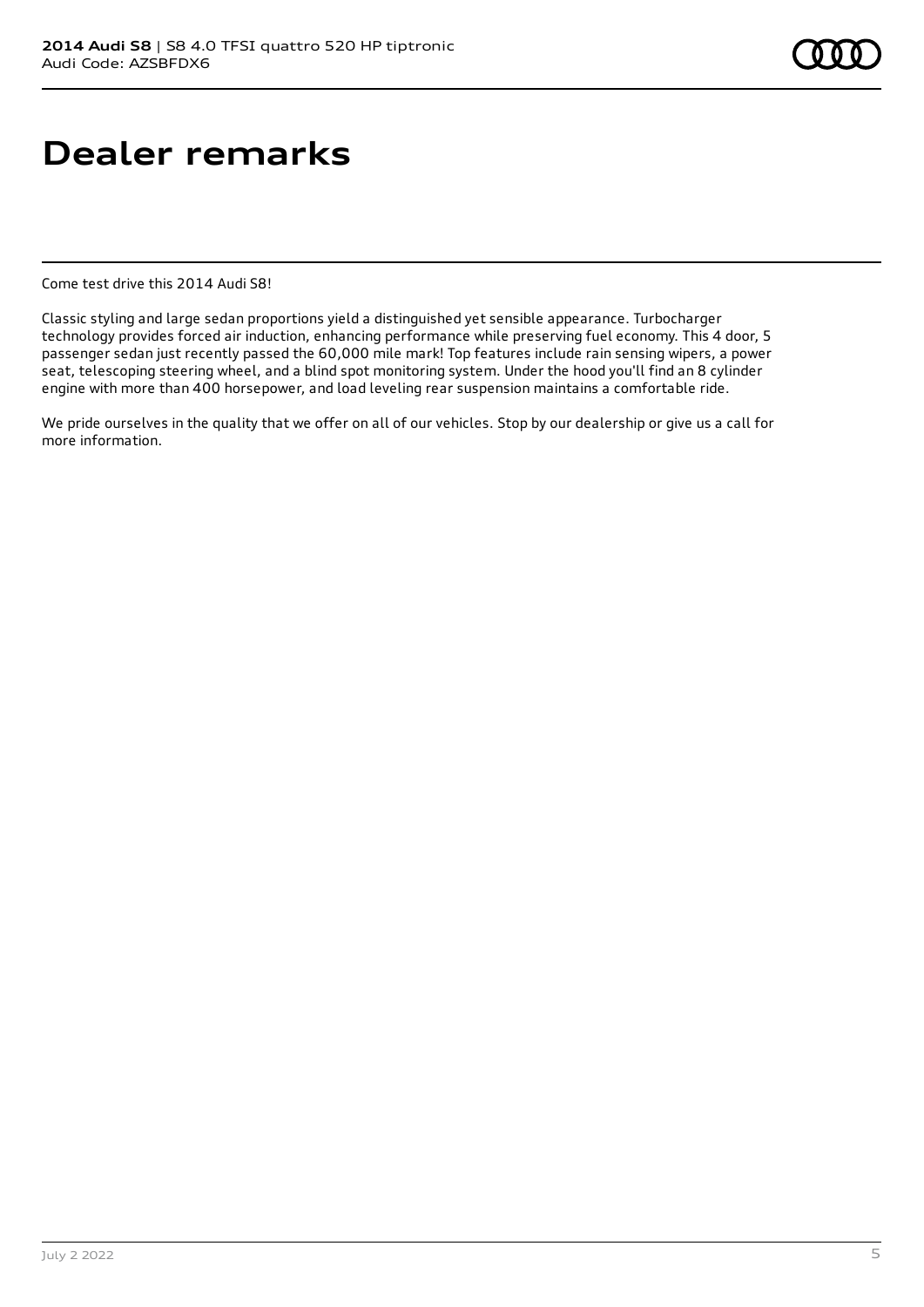# Dealer remarks

Come test drive this 2014 Audi S8!

Classic styling and large sedan proportions yield a distinguished yet sensible appearance. Turbocharger technology provides forced air induction, enhancing performance while preserving fuel economy. This 4 door, 5 passenger sedan just recently passed the 60,000 mile mark! Top features include rain sensing wipers, a power seat, telescoping steering wheel, and a blind spot monitoring system. Under the hood you'll find an 8 cylinder engine with more than 400 horsepower, and load leveling rear suspension maintains a comfortable ride.

We pride ourselves in the quality that we offer on all of our vehicles. Stop by our dealership or give us a call for more information.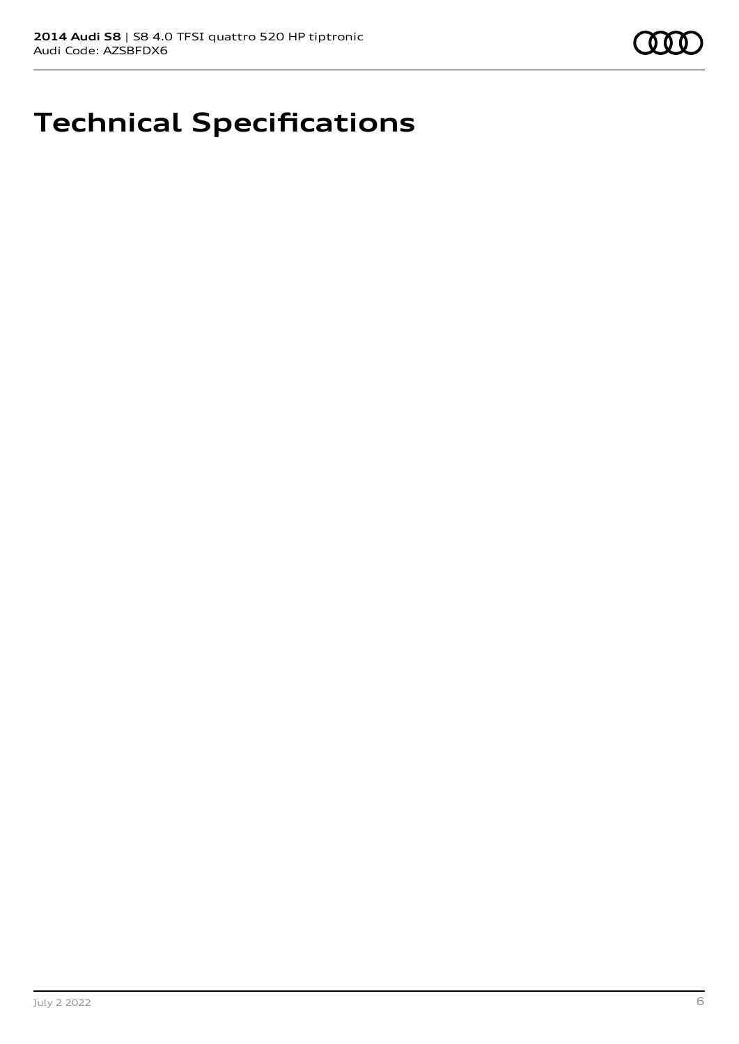# Technical Specifications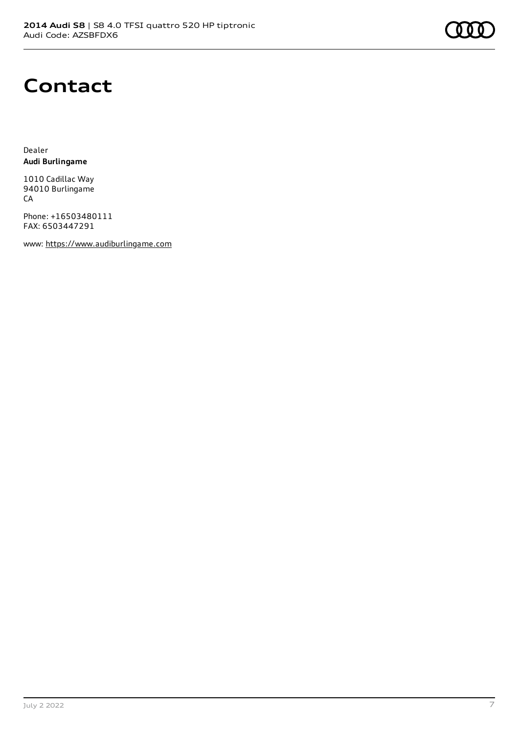# Contact

Dealer
**Audi Burlingame**

1010 Cadillac Way
94010 Burlingame
CA

Phone: +16503480111
FAX: 6503447291

www: https://www.audiburlingame.com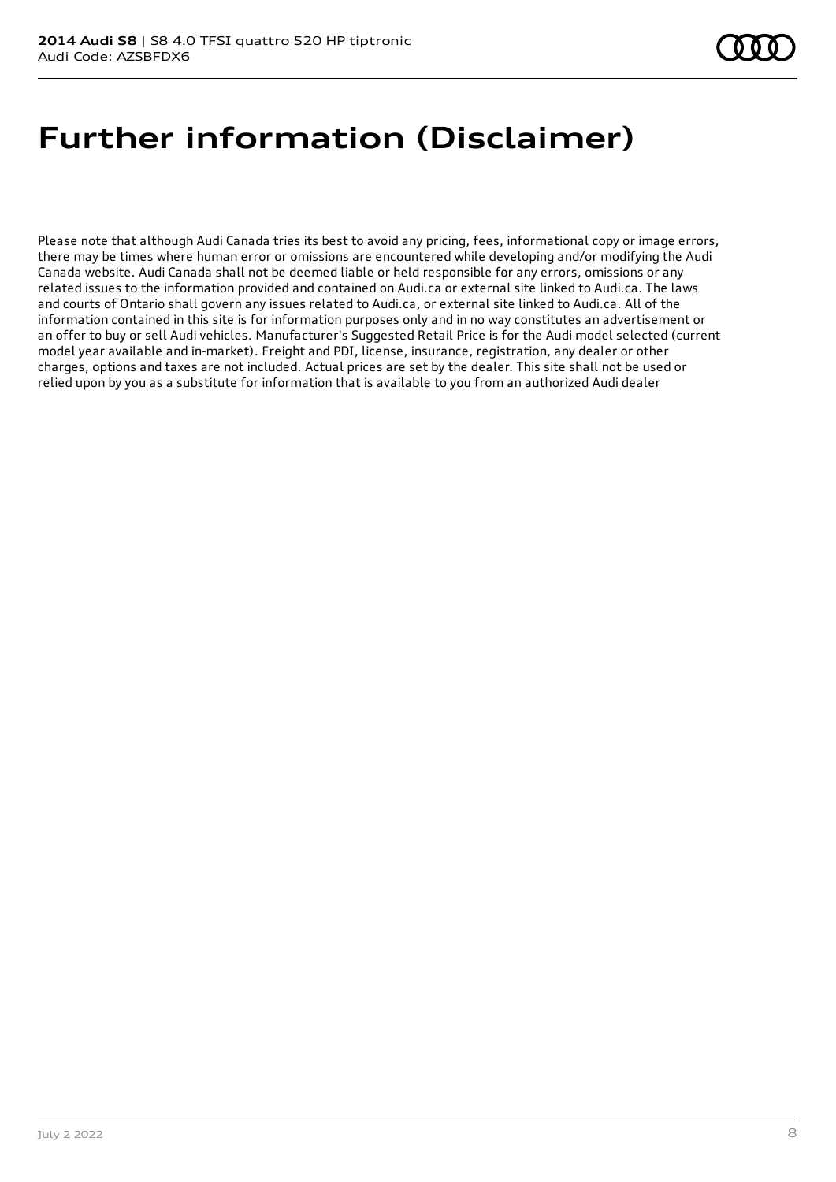# Further information (Disclaimer)

Please note that although Audi Canada tries its best to avoid any pricing, fees, informational copy or image errors, there may be times where human error or omissions are encountered while developing and/or modifying the Audi Canada website. Audi Canada shall not be deemed liable or held responsible for any errors, omissions or any related issues to the information provided and contained on Audi.ca or external site linked to Audi.ca. The laws and courts of Ontario shall govern any issues related to Audi.ca, or external site linked to Audi.ca. All of the information contained in this site is for information purposes only and in no way constitutes an advertisement or an offer to buy or sell Audi vehicles. Manufacturer's Suggested Retail Price is for the Audi model selected (current model year available and in-market). Freight and PDI, license, insurance, registration, any dealer or other charges, options and taxes are not included. Actual prices are set by the dealer. This site shall not be used or relied upon by you as a substitute for information that is available to you from an authorized Audi dealer